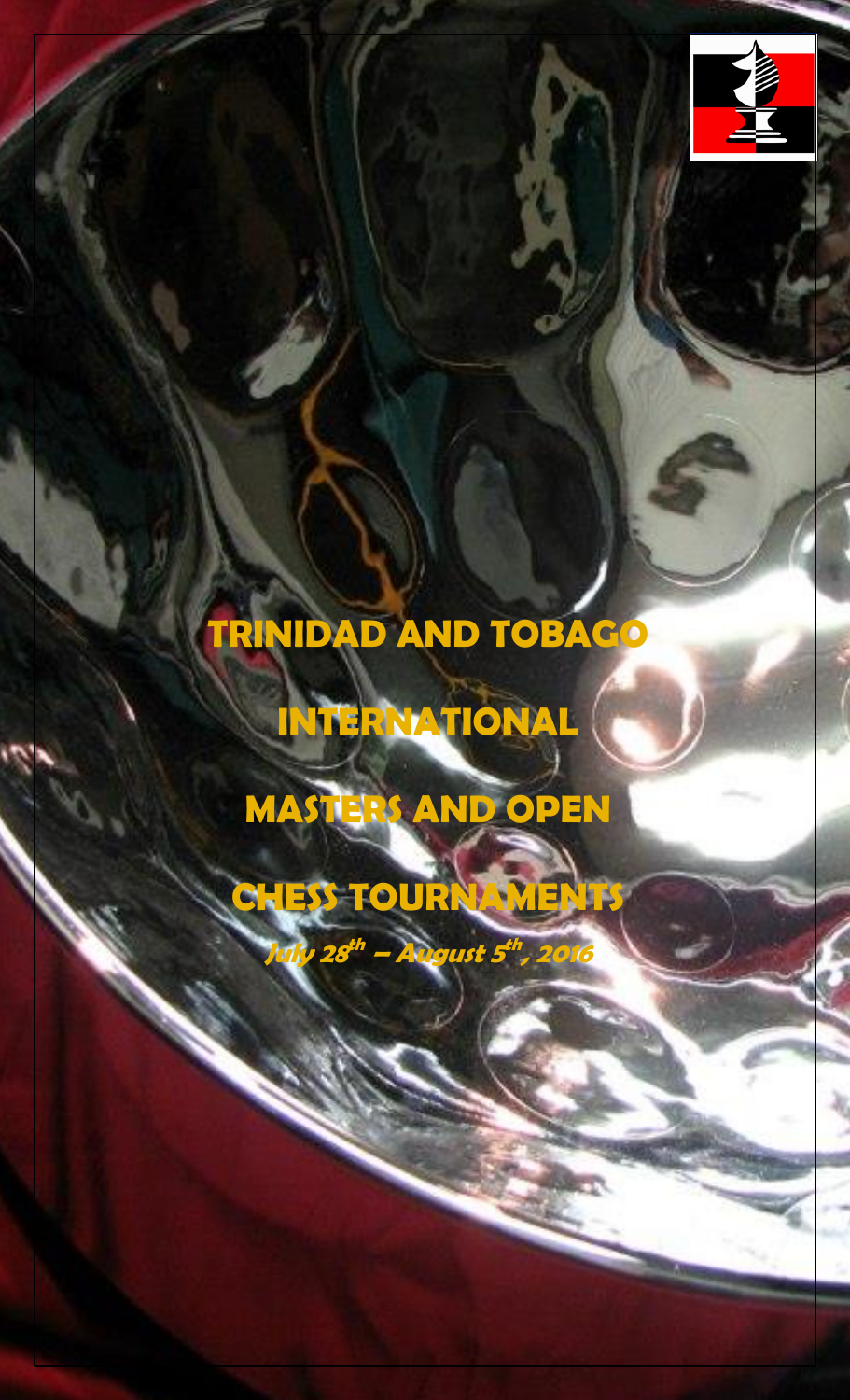# TRINIDAD AND TOBAGO

# INTERNATIONAL

# MASTERS AND OPEN

# CHESS TOURNAMENTS

*July 28th – August 5th, 2016*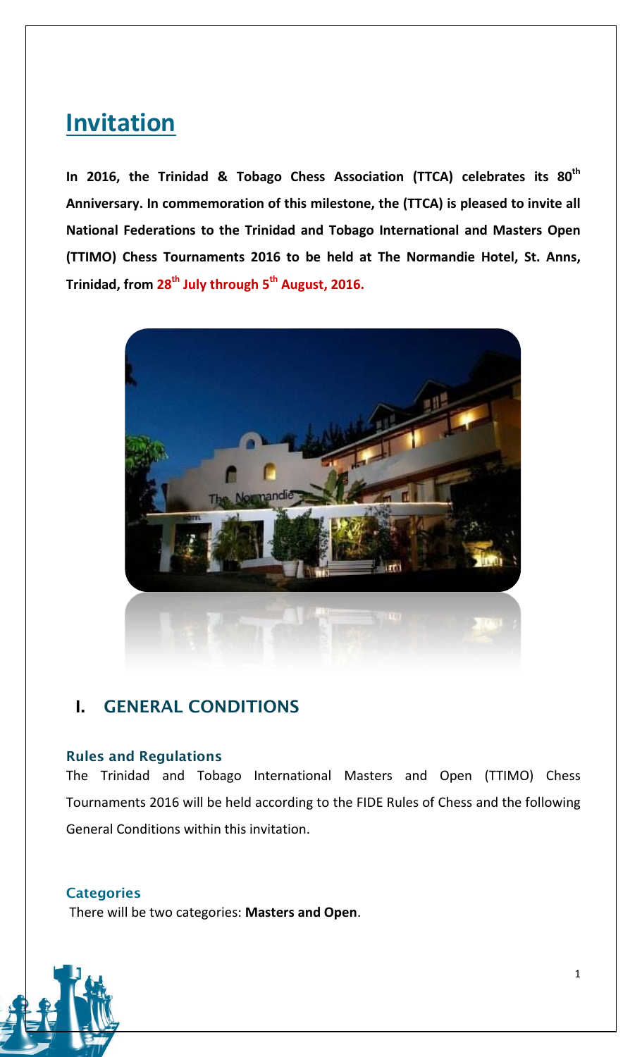# Invitation

**In 2016, the Trinidad & Tobago Chess Association (TTCA) celebrates its 80th Anniversary. In commemoration of this milestone, the (TTCA) is pleased to invite all National Federations to the Trinidad and Tobago International and Masters Open (TTIMO) Chess Tournaments 2016 to be held at The Normandie Hotel, St. Anns, Trinidad, from 28th July through 5th August, 2016.**

## I. GENERAL CONDITIONS

### Rules and Regulations

The Trinidad and Tobago International Masters and Open (TTIMO) Chess Tournaments 2016 will be held according to the FIDE Rules of Chess and the following General Conditions within this invitation.

### Categories

There will be two categories: **Masters and Open**.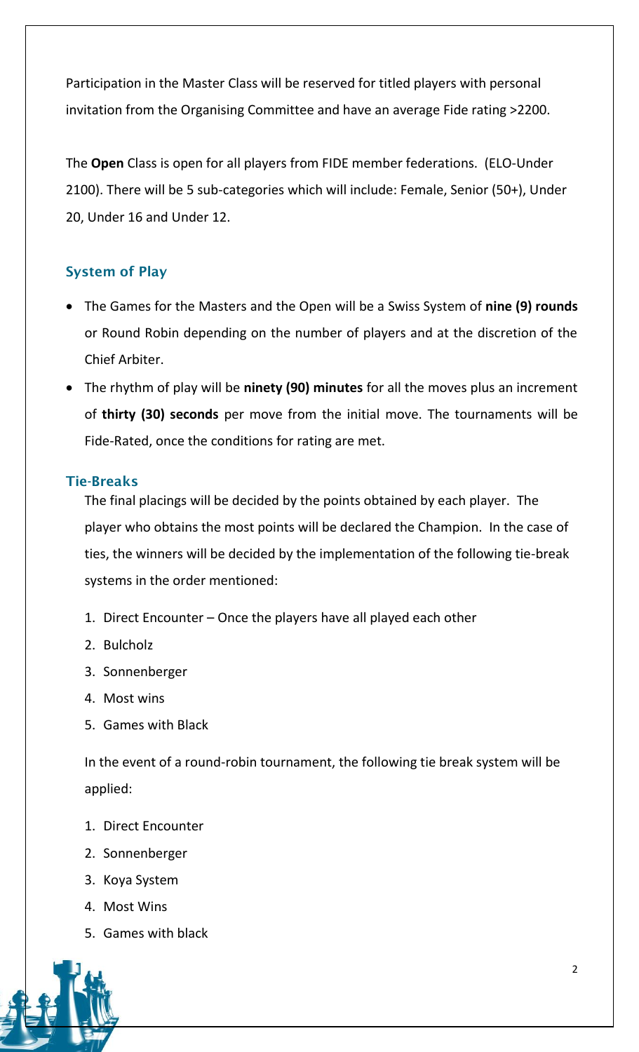Participation in the Master Class will be reserved for titled players with personal invitation from the Organising Committee and have an average Fide rating >2200.

The **Open** Class is open for all players from FIDE member federations. (ELO-Under 2100). There will be 5 sub-categories which will include: Female, Senior (50+), Under 20, Under 16 and Under 12.

## System of Play

- The Games for the Masters and the Open will be a Swiss System of **nine (9) rounds** or Round Robin depending on the number of players and at the discretion of the Chief Arbiter.
- The rhythm of play will be **ninety (90) minutes** for all the moves plus an increment of **thirty (30) seconds** per move from the initial move. The tournaments will be Fide-Rated, once the conditions for rating are met.

### Tie-Breaks

The final placings will be decided by the points obtained by each player. The player who obtains the most points will be declared the Champion. In the case of ties, the winners will be decided by the implementation of the following tie-break systems in the order mentioned:

1. Direct Encounter – Once the players have all played each other
2. Bulcholz
3. Sonnenberger
4. Most wins
5. Games with Black

In the event of a round-robin tournament, the following tie break system will be applied:

1. Direct Encounter
2. Sonnenberger
3. Koya System
4. Most Wins
5. Games with black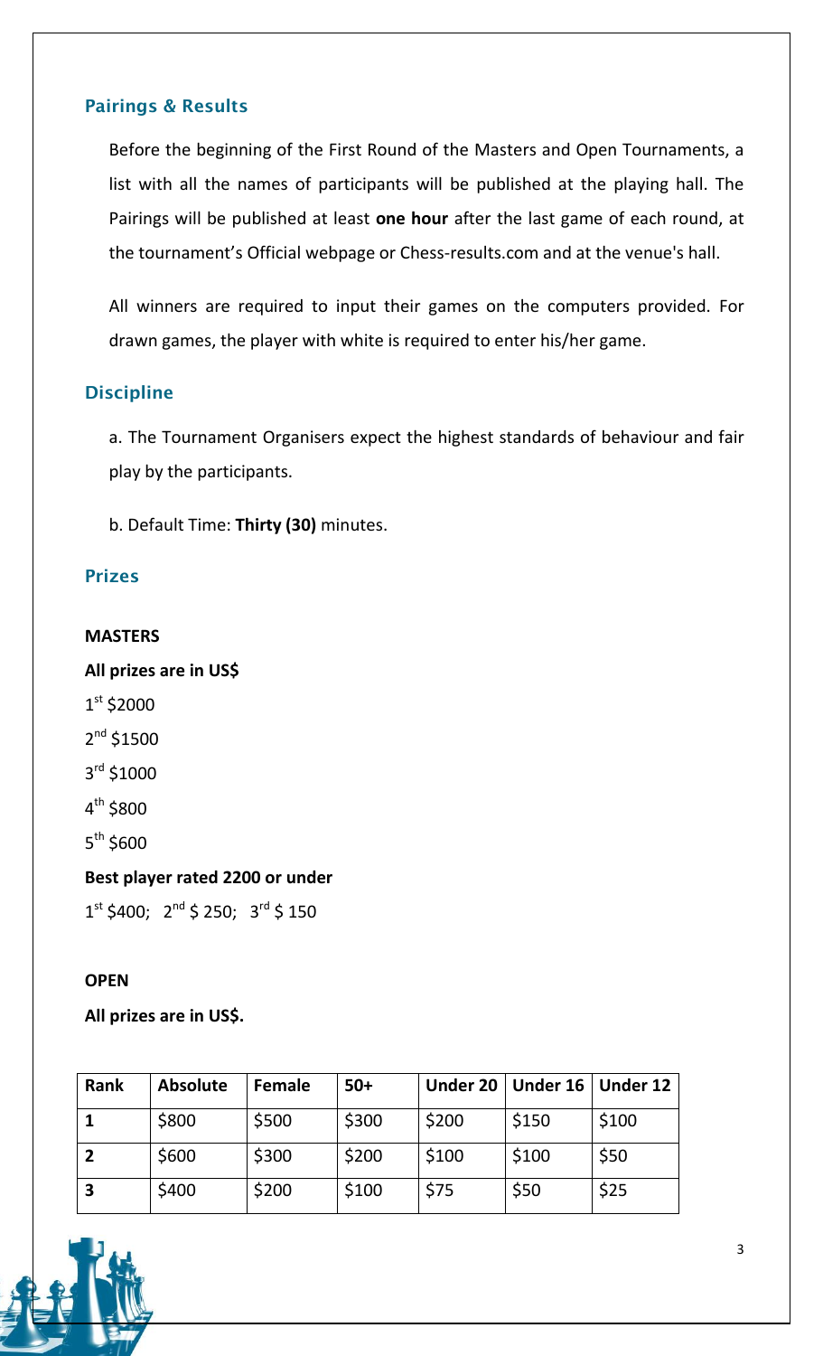## Pairings & Results

Before the beginning of the First Round of the Masters and Open Tournaments, a list with all the names of participants will be published at the playing hall. The Pairings will be published at least **one hour** after the last game of each round, at the tournament's Official webpage or Chess-results.com and at the venue's hall.

All winners are required to input their games on the computers provided. For drawn games, the player with white is required to enter his/her game.

## Discipline

a. The Tournament Organisers expect the highest standards of behaviour and fair play by the participants.

b. Default Time: **Thirty (30)** minutes.

## Prizes

**MASTERS**

**All prizes are in US$**

1st $2000

2nd $1500

3rd $1000

4th $800

5th $600

**Best player rated 2200 or under**

1st $400; 2nd $ 250; 3rd $ 150

**OPEN**

**All prizes are in US$.**

| Rank | Absolute | Female | 50+ | Under 20 | Under 16 | Under 12 |
|---|---|---|---|---|---|---|
| **1** | $800 | $500 | $300 | $200 | $150 | $100 |
| **2** | $600 | $300 | $200 | $100 | $100 | $50 |
| **3** | $400 | $200 | $100 | $75 | $50 | $25 |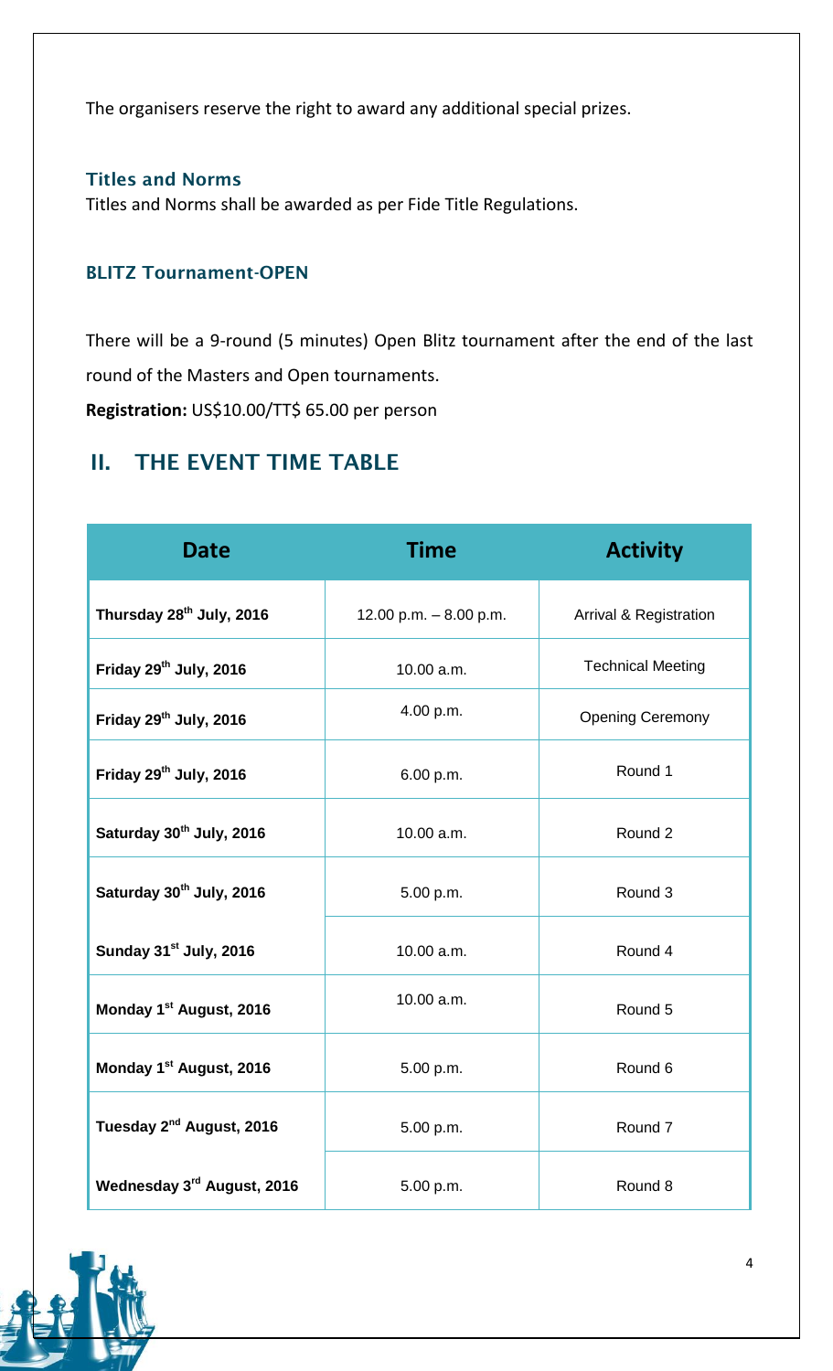The organisers reserve the right to award any additional special prizes.

### Titles and Norms

Titles and Norms shall be awarded as per Fide Title Regulations.

### BLITZ Tournament-OPEN

There will be a 9-round (5 minutes) Open Blitz tournament after the end of the last round of the Masters and Open tournaments.

**Registration:** US$10.00/TT$ 65.00 per person

## II. THE EVENT TIME TABLE

| Date | Time | Activity |
| --- | --- | --- |
| Thursday 28th July, 2016 | 12.00 p.m. – 8.00 p.m. | Arrival & Registration |
| Friday 29th July, 2016 | 10.00 a.m. | Technical Meeting |
| Friday 29th July, 2016 | 4.00 p.m. | Opening Ceremony |
| Friday 29th July, 2016 | 6.00 p.m. | Round 1 |
| Saturday 30th July, 2016 | 10.00 a.m. | Round 2 |
| Saturday 30th July, 2016 | 5.00 p.m. | Round 3 |
| Sunday 31st July, 2016 | 10.00 a.m. | Round 4 |
| Monday 1st August, 2016 | 10.00 a.m. | Round 5 |
| Monday 1st August, 2016 | 5.00 p.m. | Round 6 |
| Tuesday 2nd August, 2016 | 5.00 p.m. | Round 7 |
| Wednesday 3rd August, 2016 | 5.00 p.m. | Round 8 |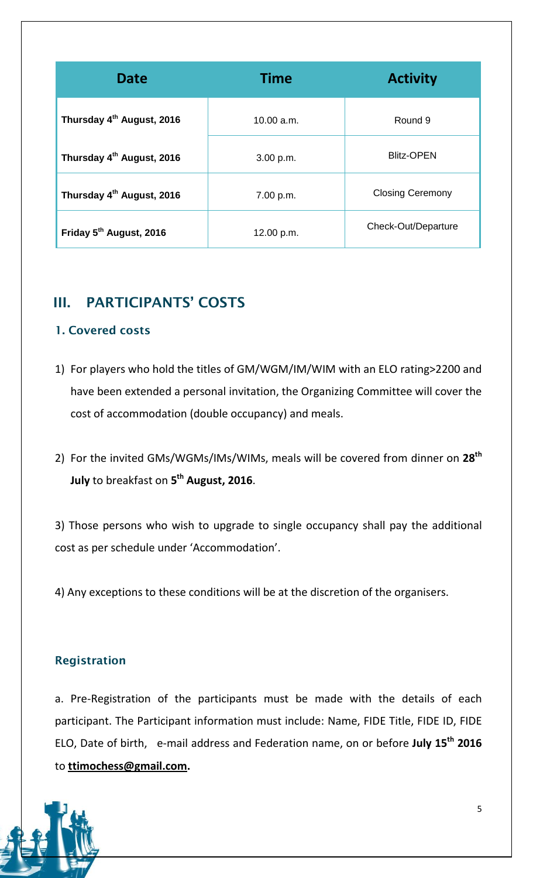| Date | Time | Activity |
| --- | --- | --- |
| Thursday 4th August, 2016 | 10.00 a.m. | Round 9 |
| Thursday 4th August, 2016 | 3.00 p.m. | Blitz-OPEN |
| Thursday 4th August, 2016 | 7.00 p.m. | Closing Ceremony |
| Friday 5th August, 2016 | 12.00 p.m. | Check-Out/Departure |

## III. PARTICIPANTS' COSTS

### 1. Covered costs

1) For players who hold the titles of GM/WGM/IM/WIM with an ELO rating>2200 and have been extended a personal invitation, the Organizing Committee will cover the cost of accommodation (double occupancy) and meals.

2) For the invited GMs/WGMs/IMs/WIMs, meals will be covered from dinner on **28th July** to breakfast on **5th August, 2016**.

3) Those persons who wish to upgrade to single occupancy shall pay the additional cost as per schedule under 'Accommodation'.

4) Any exceptions to these conditions will be at the discretion of the organisers.

### Registration

a. Pre-Registration of the participants must be made with the details of each participant. The Participant information must include: Name, FIDE Title, FIDE ID, FIDE ELO, Date of birth, e-mail address and Federation name, on or before **July 15th 2016** to **ttimochess@gmail.com.**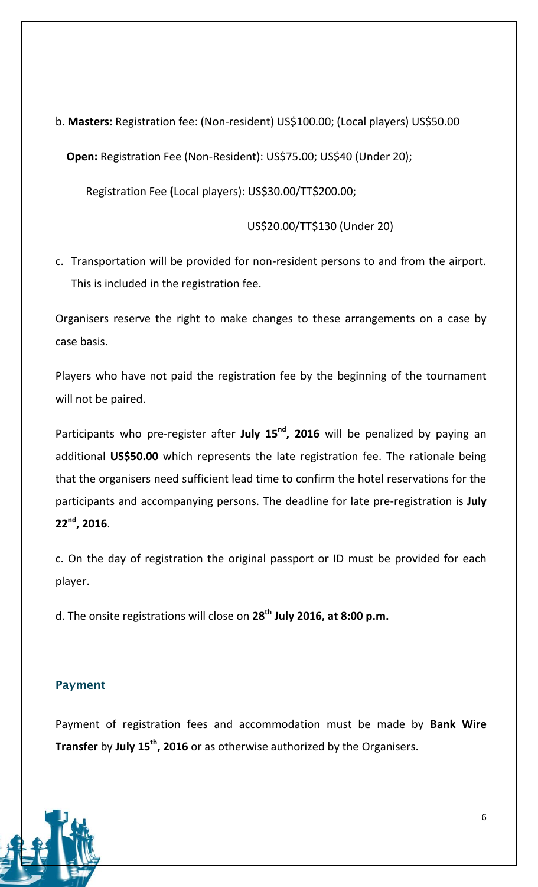b. **Masters:** Registration fee: (Non-resident) US$100.00; (Local players) US$50.00

**Open:** Registration Fee (Non-Resident): US$75.00; US$40 (Under 20);

Registration Fee **(**Local players): US$30.00/TT$200.00;

US$20.00/TT$130 (Under 20)

c. Transportation will be provided for non-resident persons to and from the airport. This is included in the registration fee.

Organisers reserve the right to make changes to these arrangements on a case by case basis.

Players who have not paid the registration fee by the beginning of the tournament will not be paired.

Participants who pre-register after **July 15nd, 2016** will be penalized by paying an additional **US$50.00** which represents the late registration fee. The rationale being that the organisers need sufficient lead time to confirm the hotel reservations for the participants and accompanying persons. The deadline for late pre-registration is **July 22nd, 2016**.

c. On the day of registration the original passport or ID must be provided for each player.

d. The onsite registrations will close on **28th July 2016, at 8:00 p.m.**

## Payment

Payment of registration fees and accommodation must be made by **Bank Wire Transfer** by **July 15th, 2016** or as otherwise authorized by the Organisers.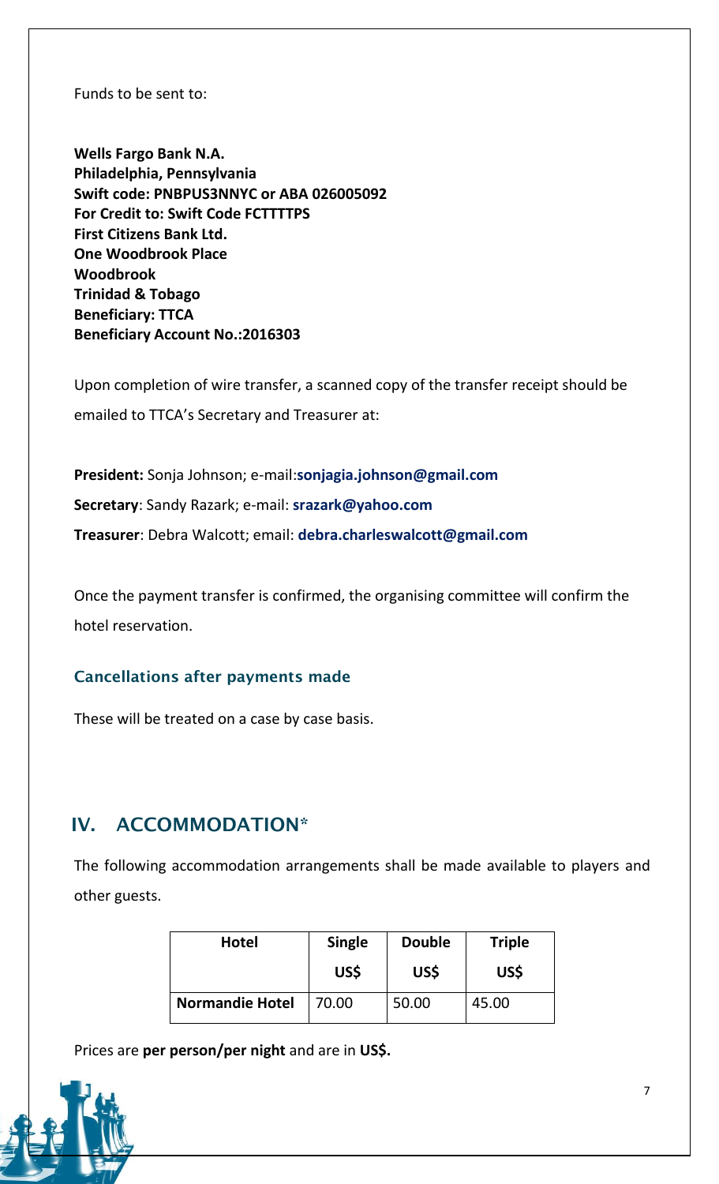Funds to be sent to:

**Wells Fargo Bank N.A.**
**Philadelphia, Pennsylvania**
**Swift code: PNBPUS3NNYC or ABA 026005092**
**For Credit to: Swift Code FCTTTTPS**
**First Citizens Bank Ltd.**
**One Woodbrook Place**
**Woodbrook**
**Trinidad & Tobago**
**Beneficiary: TTCA**
**Beneficiary Account No.:2016303**

Upon completion of wire transfer, a scanned copy of the transfer receipt should be emailed to TTCA's Secretary and Treasurer at:

**President:** Sonja Johnson; e-mail:**sonjagia.johnson@gmail.com**
**Secretary**: Sandy Razark; e-mail: **srazark@yahoo.com**
**Treasurer**: Debra Walcott; email: **debra.charleswalcott@gmail.com**

Once the payment transfer is confirmed, the organising committee will confirm the hotel reservation.

### Cancellations after payments made

These will be treated on a case by case basis.

## IV. ACCOMMODATION*

The following accommodation arrangements shall be made available to players and other guests.

| Hotel | Single US$ | Double US$ | Triple US$ |
|---|---|---|---|
| **Normandie Hotel** | 70.00 | 50.00 | 45.00 |

Prices are **per person/per night** and are in **US$.**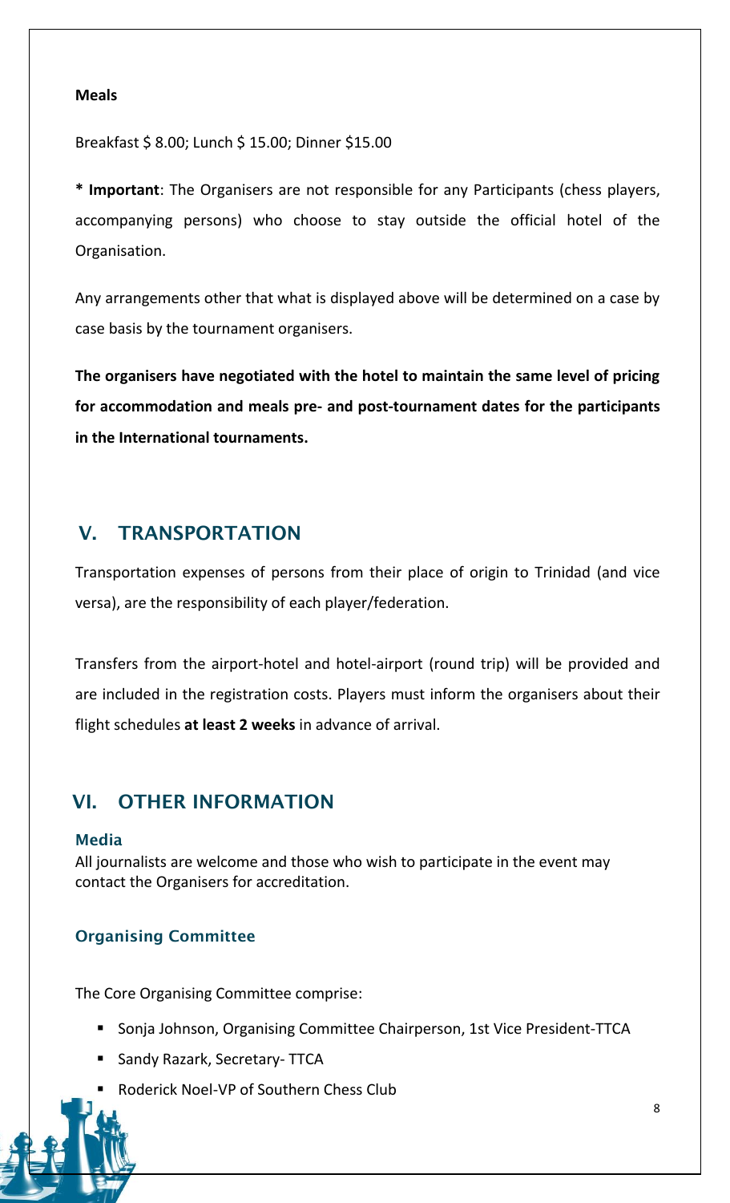**Meals**

Breakfast $ 8.00; Lunch $ 15.00; Dinner $15.00

**\* Important**: The Organisers are not responsible for any Participants (chess players, accompanying persons) who choose to stay outside the official hotel of the Organisation.

Any arrangements other that what is displayed above will be determined on a case by case basis by the tournament organisers.

**The organisers have negotiated with the hotel to maintain the same level of pricing for accommodation and meals pre- and post-tournament dates for the participants in the International tournaments.**

## V. TRANSPORTATION

Transportation expenses of persons from their place of origin to Trinidad (and vice versa), are the responsibility of each player/federation.

Transfers from the airport-hotel and hotel-airport (round trip) will be provided and are included in the registration costs. Players must inform the organisers about their flight schedules **at least 2 weeks** in advance of arrival.

## VI. OTHER INFORMATION

### Media

All journalists are welcome and those who wish to participate in the event may contact the Organisers for accreditation.

### Organising Committee

The Core Organising Committee comprise:

- Sonja Johnson, Organising Committee Chairperson, 1st Vice President-TTCA
- Sandy Razark, Secretary- TTCA
- Roderick Noel-VP of Southern Chess Club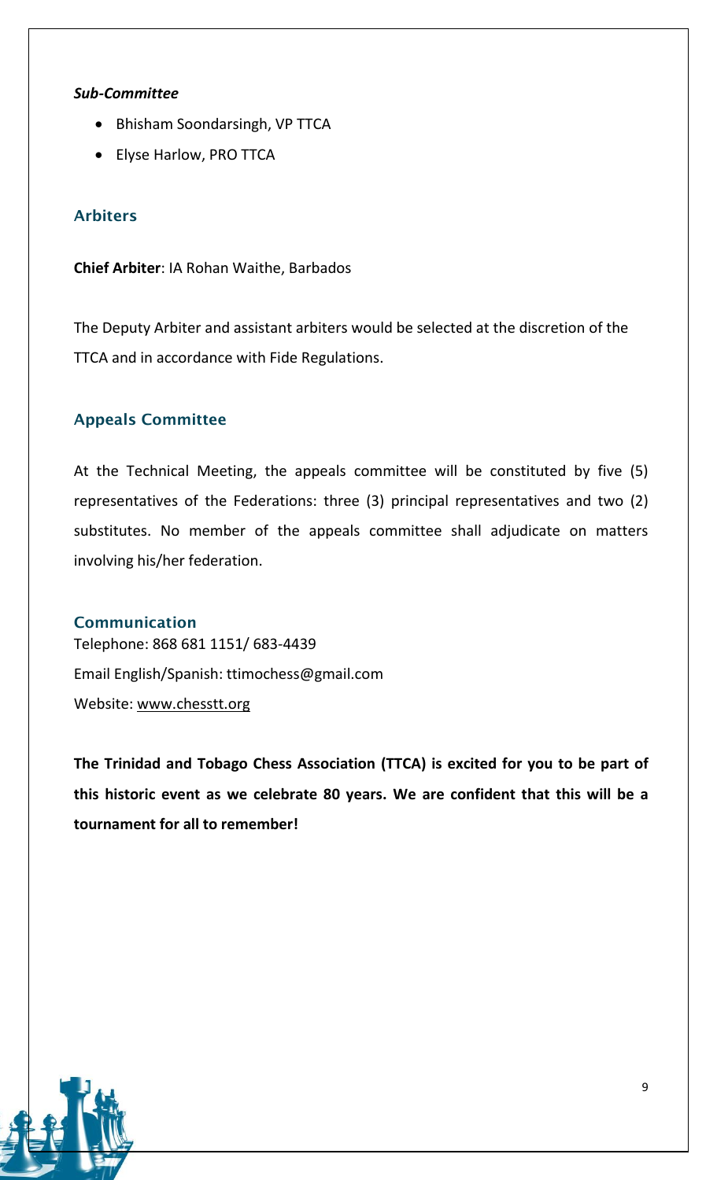***Sub-Committee***

- Bhisham Soondarsingh, VP TTCA
- Elyse Harlow, PRO TTCA

## Arbiters

**Chief Arbiter**: IA Rohan Waithe, Barbados

The Deputy Arbiter and assistant arbiters would be selected at the discretion of the TTCA and in accordance with Fide Regulations.

## Appeals Committee

At the Technical Meeting, the appeals committee will be constituted by five (5) representatives of the Federations: three (3) principal representatives and two (2) substitutes. No member of the appeals committee shall adjudicate on matters involving his/her federation.

## Communication

Telephone: 868 681 1151/ 683-4439

Email English/Spanish: ttimochess@gmail.com

Website: www.chesstt.org

**The Trinidad and Tobago Chess Association (TTCA) is excited for you to be part of this historic event as we celebrate 80 years. We are confident that this will be a tournament for all to remember!**